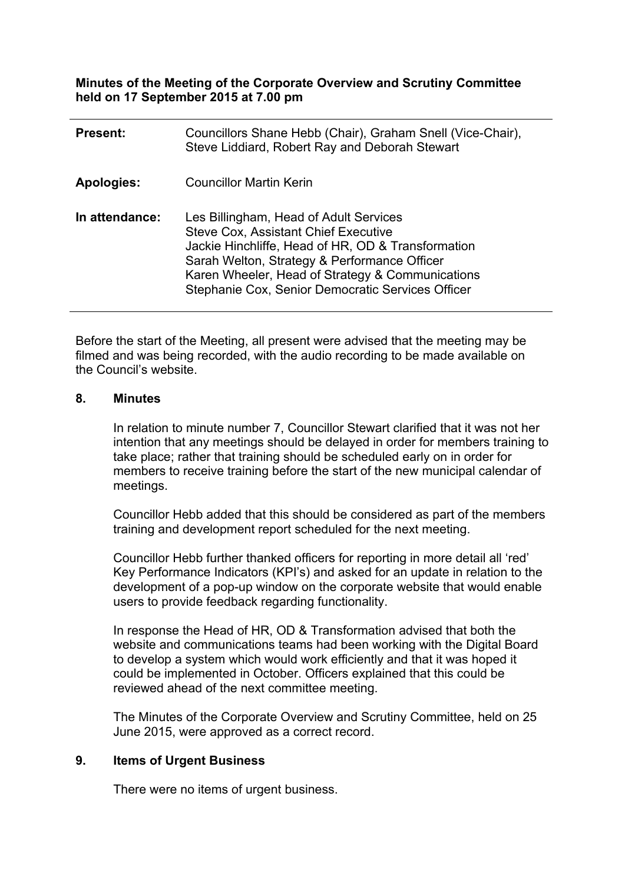**Minutes of the Meeting of the Corporate Overview and Scrutiny Committee held on 17 September 2015 at 7.00 pm**

| | |
|---|---|
| **Present:** | Councillors Shane Hebb (Chair), Graham Snell (Vice-Chair), Steve Liddiard, Robert Ray and Deborah Stewart |
| **Apologies:** | Councillor Martin Kerin |
| **In attendance:** | Les Billingham, Head of Adult Services<br>Steve Cox, Assistant Chief Executive<br>Jackie Hinchliffe, Head of HR, OD & Transformation<br>Sarah Welton, Strategy & Performance Officer<br>Karen Wheeler, Head of Strategy & Communications<br>Stephanie Cox, Senior Democratic Services Officer |

Before the start of the Meeting, all present were advised that the meeting may be filmed and was being recorded, with the audio recording to be made available on the Council's website.

## 8. Minutes

In relation to minute number 7, Councillor Stewart clarified that it was not her intention that any meetings should be delayed in order for members training to take place; rather that training should be scheduled early on in order for members to receive training before the start of the new municipal calendar of meetings.

Councillor Hebb added that this should be considered as part of the members training and development report scheduled for the next meeting.

Councillor Hebb further thanked officers for reporting in more detail all 'red' Key Performance Indicators (KPI's) and asked for an update in relation to the development of a pop-up window on the corporate website that would enable users to provide feedback regarding functionality.

In response the Head of HR, OD & Transformation advised that both the website and communications teams had been working with the Digital Board to develop a system which would work efficiently and that it was hoped it could be implemented in October. Officers explained that this could be reviewed ahead of the next committee meeting.

The Minutes of the Corporate Overview and Scrutiny Committee, held on 25 June 2015, were approved as a correct record.

## 9. Items of Urgent Business

There were no items of urgent business.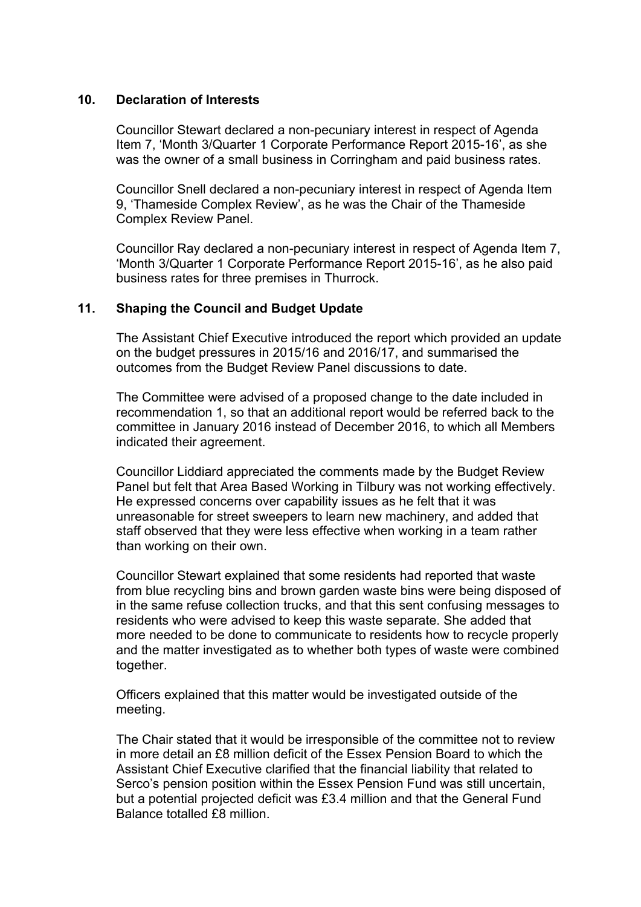## 10. Declaration of Interests

Councillor Stewart declared a non-pecuniary interest in respect of Agenda Item 7, 'Month 3/Quarter 1 Corporate Performance Report 2015-16', as she was the owner of a small business in Corringham and paid business rates.

Councillor Snell declared a non-pecuniary interest in respect of Agenda Item 9, 'Thameside Complex Review', as he was the Chair of the Thameside Complex Review Panel.

Councillor Ray declared a non-pecuniary interest in respect of Agenda Item 7, 'Month 3/Quarter 1 Corporate Performance Report 2015-16', as he also paid business rates for three premises in Thurrock.

## 11. Shaping the Council and Budget Update

The Assistant Chief Executive introduced the report which provided an update on the budget pressures in 2015/16 and 2016/17, and summarised the outcomes from the Budget Review Panel discussions to date.

The Committee were advised of a proposed change to the date included in recommendation 1, so that an additional report would be referred back to the committee in January 2016 instead of December 2016, to which all Members indicated their agreement.

Councillor Liddiard appreciated the comments made by the Budget Review Panel but felt that Area Based Working in Tilbury was not working effectively. He expressed concerns over capability issues as he felt that it was unreasonable for street sweepers to learn new machinery, and added that staff observed that they were less effective when working in a team rather than working on their own.

Councillor Stewart explained that some residents had reported that waste from blue recycling bins and brown garden waste bins were being disposed of in the same refuse collection trucks, and that this sent confusing messages to residents who were advised to keep this waste separate. She added that more needed to be done to communicate to residents how to recycle properly and the matter investigated as to whether both types of waste were combined together.

Officers explained that this matter would be investigated outside of the meeting.

The Chair stated that it would be irresponsible of the committee not to review in more detail an £8 million deficit of the Essex Pension Board to which the Assistant Chief Executive clarified that the financial liability that related to Serco's pension position within the Essex Pension Fund was still uncertain, but a potential projected deficit was £3.4 million and that the General Fund Balance totalled £8 million.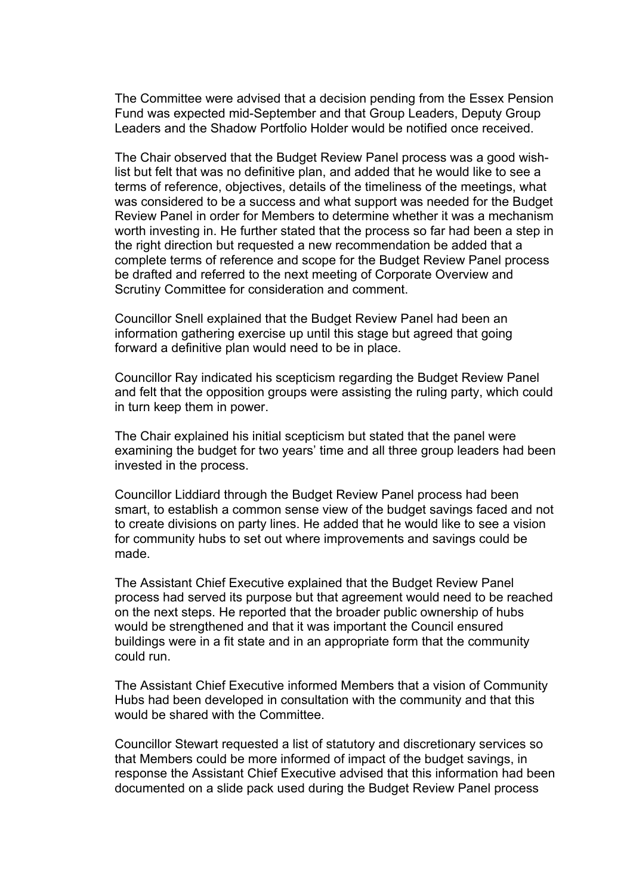The Committee were advised that a decision pending from the Essex Pension Fund was expected mid-September and that Group Leaders, Deputy Group Leaders and the Shadow Portfolio Holder would be notified once received.

The Chair observed that the Budget Review Panel process was a good wish-list but felt that was no definitive plan, and added that he would like to see a terms of reference, objectives, details of the timeliness of the meetings, what was considered to be a success and what support was needed for the Budget Review Panel in order for Members to determine whether it was a mechanism worth investing in. He further stated that the process so far had been a step in the right direction but requested a new recommendation be added that a complete terms of reference and scope for the Budget Review Panel process be drafted and referred to the next meeting of Corporate Overview and Scrutiny Committee for consideration and comment.

Councillor Snell explained that the Budget Review Panel had been an information gathering exercise up until this stage but agreed that going forward a definitive plan would need to be in place.

Councillor Ray indicated his scepticism regarding the Budget Review Panel and felt that the opposition groups were assisting the ruling party, which could in turn keep them in power.

The Chair explained his initial scepticism but stated that the panel were examining the budget for two years' time and all three group leaders had been invested in the process.

Councillor Liddiard through the Budget Review Panel process had been smart, to establish a common sense view of the budget savings faced and not to create divisions on party lines. He added that he would like to see a vision for community hubs to set out where improvements and savings could be made.

The Assistant Chief Executive explained that the Budget Review Panel process had served its purpose but that agreement would need to be reached on the next steps. He reported that the broader public ownership of hubs would be strengthened and that it was important the Council ensured buildings were in a fit state and in an appropriate form that the community could run.

The Assistant Chief Executive informed Members that a vision of Community Hubs had been developed in consultation with the community and that this would be shared with the Committee.

Councillor Stewart requested a list of statutory and discretionary services so that Members could be more informed of impact of the budget savings, in response the Assistant Chief Executive advised that this information had been documented on a slide pack used during the Budget Review Panel process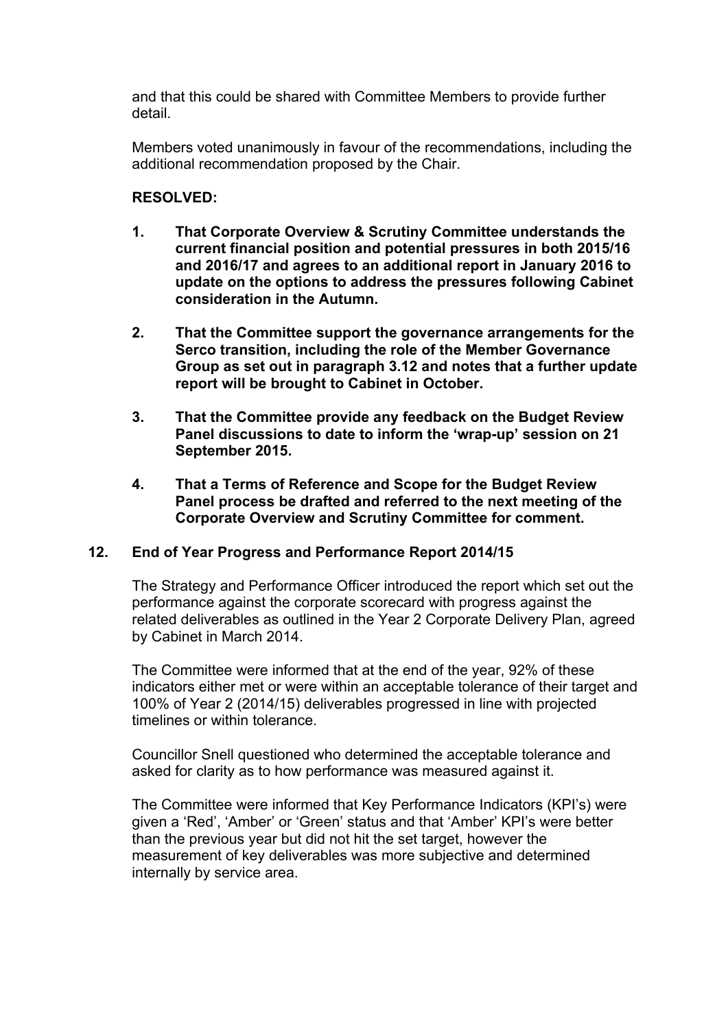and that this could be shared with Committee Members to provide further detail.

Members voted unanimously in favour of the recommendations, including the additional recommendation proposed by the Chair.

**RESOLVED:**

1. **That Corporate Overview & Scrutiny Committee understands the current financial position and potential pressures in both 2015/16 and 2016/17 and agrees to an additional report in January 2016 to update on the options to address the pressures following Cabinet consideration in the Autumn.**

2. **That the Committee support the governance arrangements for the Serco transition, including the role of the Member Governance Group as set out in paragraph 3.12 and notes that a further update report will be brought to Cabinet in October.**

3. **That the Committee provide any feedback on the Budget Review Panel discussions to date to inform the 'wrap-up' session on 21 September 2015.**

4. **That a Terms of Reference and Scope for the Budget Review Panel process be drafted and referred to the next meeting of the Corporate Overview and Scrutiny Committee for comment.**

## 12. End of Year Progress and Performance Report 2014/15

The Strategy and Performance Officer introduced the report which set out the performance against the corporate scorecard with progress against the related deliverables as outlined in the Year 2 Corporate Delivery Plan, agreed by Cabinet in March 2014.

The Committee were informed that at the end of the year, 92% of these indicators either met or were within an acceptable tolerance of their target and 100% of Year 2 (2014/15) deliverables progressed in line with projected timelines or within tolerance.

Councillor Snell questioned who determined the acceptable tolerance and asked for clarity as to how performance was measured against it.

The Committee were informed that Key Performance Indicators (KPI's) were given a 'Red', 'Amber' or 'Green' status and that 'Amber' KPI's were better than the previous year but did not hit the set target, however the measurement of key deliverables was more subjective and determined internally by service area.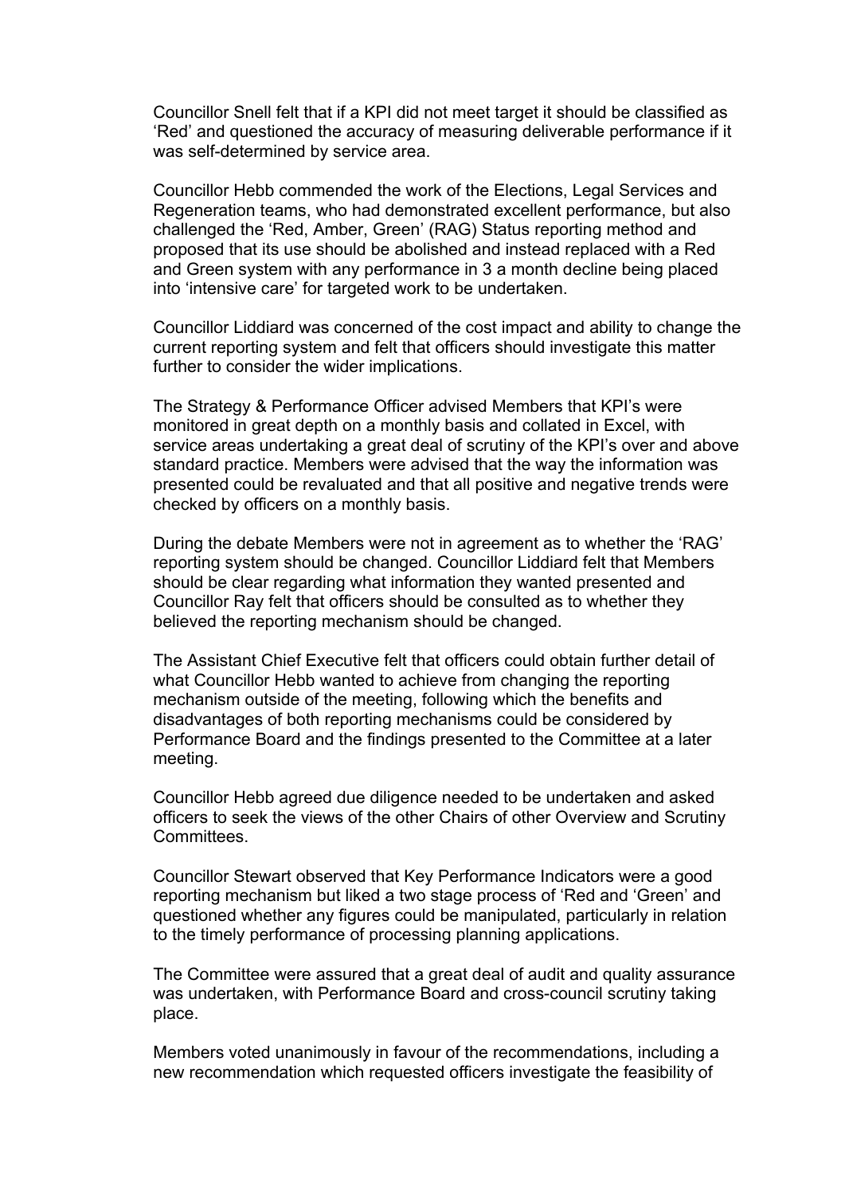Councillor Snell felt that if a KPI did not meet target it should be classified as 'Red' and questioned the accuracy of measuring deliverable performance if it was self-determined by service area.

Councillor Hebb commended the work of the Elections, Legal Services and Regeneration teams, who had demonstrated excellent performance, but also challenged the 'Red, Amber, Green' (RAG) Status reporting method and proposed that its use should be abolished and instead replaced with a Red and Green system with any performance in 3 a month decline being placed into 'intensive care' for targeted work to be undertaken.

Councillor Liddiard was concerned of the cost impact and ability to change the current reporting system and felt that officers should investigate this matter further to consider the wider implications.

The Strategy & Performance Officer advised Members that KPI's were monitored in great depth on a monthly basis and collated in Excel, with service areas undertaking a great deal of scrutiny of the KPI's over and above standard practice. Members were advised that the way the information was presented could be revaluated and that all positive and negative trends were checked by officers on a monthly basis.

During the debate Members were not in agreement as to whether the 'RAG' reporting system should be changed. Councillor Liddiard felt that Members should be clear regarding what information they wanted presented and Councillor Ray felt that officers should be consulted as to whether they believed the reporting mechanism should be changed.

The Assistant Chief Executive felt that officers could obtain further detail of what Councillor Hebb wanted to achieve from changing the reporting mechanism outside of the meeting, following which the benefits and disadvantages of both reporting mechanisms could be considered by Performance Board and the findings presented to the Committee at a later meeting.

Councillor Hebb agreed due diligence needed to be undertaken and asked officers to seek the views of the other Chairs of other Overview and Scrutiny Committees.

Councillor Stewart observed that Key Performance Indicators were a good reporting mechanism but liked a two stage process of 'Red and 'Green' and questioned whether any figures could be manipulated, particularly in relation to the timely performance of processing planning applications.

The Committee were assured that a great deal of audit and quality assurance was undertaken, with Performance Board and cross-council scrutiny taking place.

Members voted unanimously in favour of the recommendations, including a new recommendation which requested officers investigate the feasibility of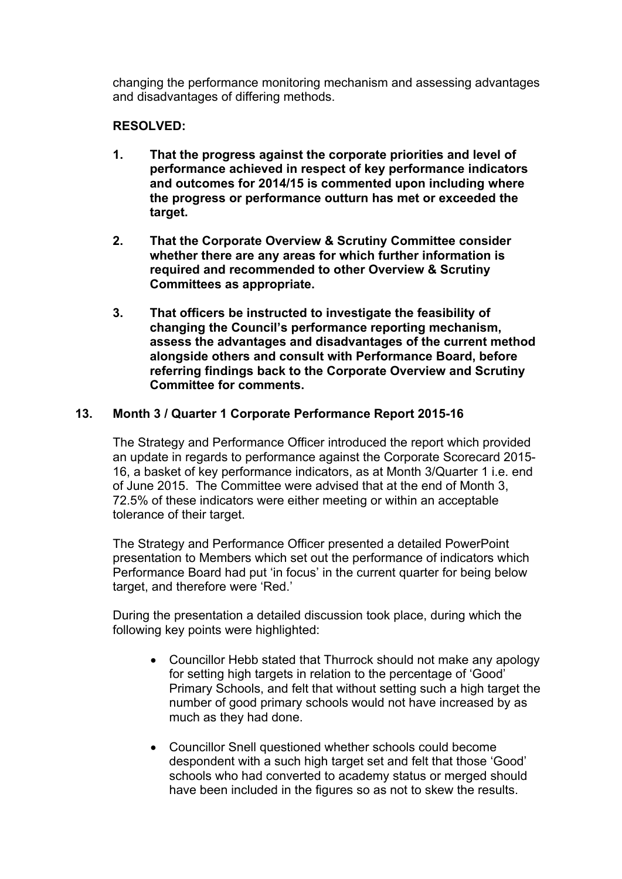changing the performance monitoring mechanism and assessing advantages and disadvantages of differing methods.

**RESOLVED:**

1. **That the progress against the corporate priorities and level of performance achieved in respect of key performance indicators and outcomes for 2014/15 is commented upon including where the progress or performance outturn has met or exceeded the target.**

2. **That the Corporate Overview & Scrutiny Committee consider whether there are any areas for which further information is required and recommended to other Overview & Scrutiny Committees as appropriate.**

3. **That officers be instructed to investigate the feasibility of changing the Council's performance reporting mechanism, assess the advantages and disadvantages of the current method alongside others and consult with Performance Board, before referring findings back to the Corporate Overview and Scrutiny Committee for comments.**

**13. Month 3 / Quarter 1 Corporate Performance Report 2015-16**

The Strategy and Performance Officer introduced the report which provided an update in regards to performance against the Corporate Scorecard 2015-16, a basket of key performance indicators, as at Month 3/Quarter 1 i.e. end of June 2015. The Committee were advised that at the end of Month 3, 72.5% of these indicators were either meeting or within an acceptable tolerance of their target.

The Strategy and Performance Officer presented a detailed PowerPoint presentation to Members which set out the performance of indicators which Performance Board had put 'in focus' in the current quarter for being below target, and therefore were 'Red.'

During the presentation a detailed discussion took place, during which the following key points were highlighted:

- Councillor Hebb stated that Thurrock should not make any apology for setting high targets in relation to the percentage of 'Good' Primary Schools, and felt that without setting such a high target the number of good primary schools would not have increased by as much as they had done.

- Councillor Snell questioned whether schools could become despondent with a such high target set and felt that those 'Good' schools who had converted to academy status or merged should have been included in the figures so as not to skew the results.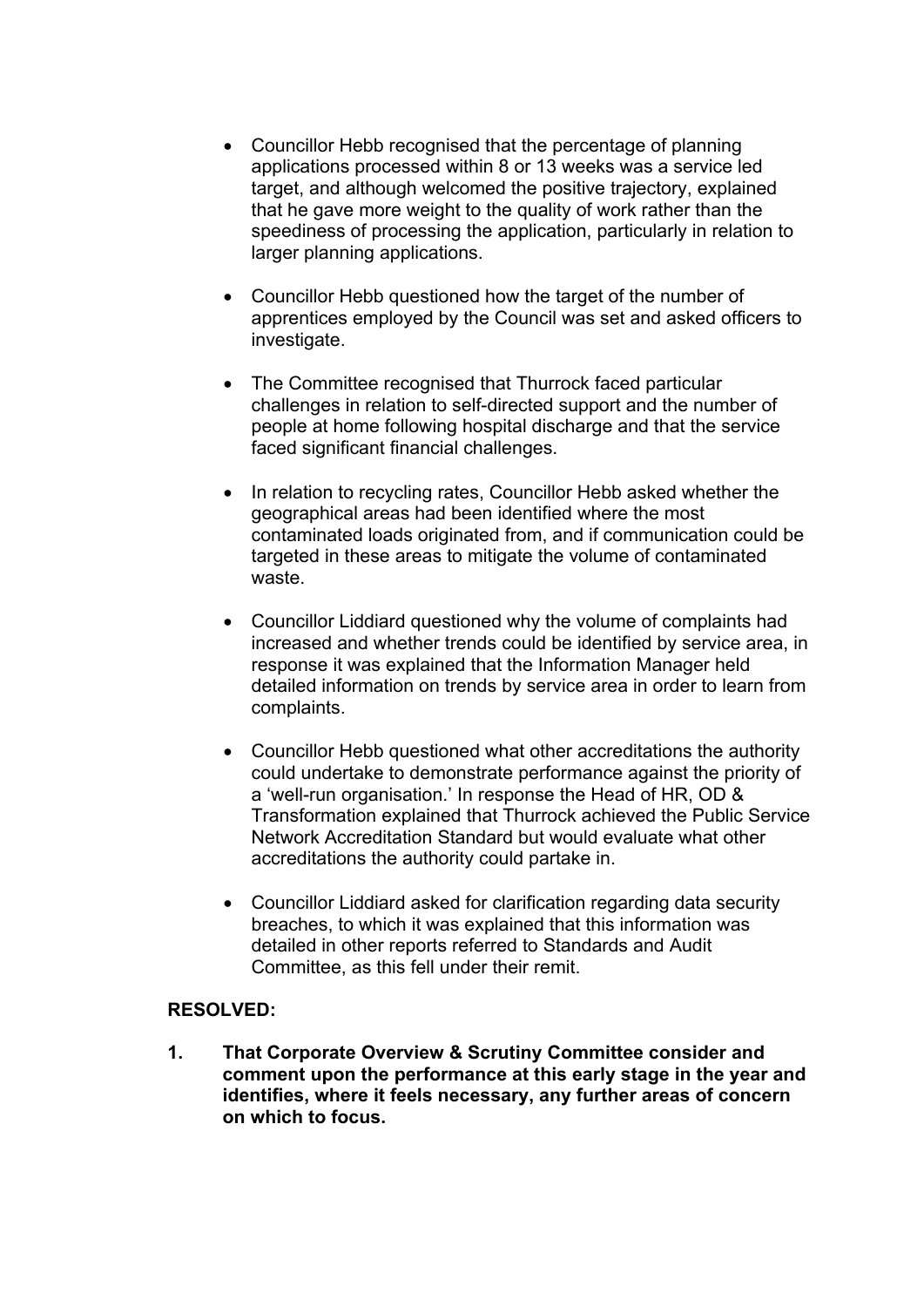- Councillor Hebb recognised that the percentage of planning applications processed within 8 or 13 weeks was a service led target, and although welcomed the positive trajectory, explained that he gave more weight to the quality of work rather than the speediness of processing the application, particularly in relation to larger planning applications.

- Councillor Hebb questioned how the target of the number of apprentices employed by the Council was set and asked officers to investigate.

- The Committee recognised that Thurrock faced particular challenges in relation to self-directed support and the number of people at home following hospital discharge and that the service faced significant financial challenges.

- In relation to recycling rates, Councillor Hebb asked whether the geographical areas had been identified where the most contaminated loads originated from, and if communication could be targeted in these areas to mitigate the volume of contaminated waste.

- Councillor Liddiard questioned why the volume of complaints had increased and whether trends could be identified by service area, in response it was explained that the Information Manager held detailed information on trends by service area in order to learn from complaints.

- Councillor Hebb questioned what other accreditations the authority could undertake to demonstrate performance against the priority of a 'well-run organisation.' In response the Head of HR, OD & Transformation explained that Thurrock achieved the Public Service Network Accreditation Standard but would evaluate what other accreditations the authority could partake in.

- Councillor Liddiard asked for clarification regarding data security breaches, to which it was explained that this information was detailed in other reports referred to Standards and Audit Committee, as this fell under their remit.

**RESOLVED:**

**1. That Corporate Overview & Scrutiny Committee consider and comment upon the performance at this early stage in the year and identifies, where it feels necessary, any further areas of concern on which to focus.**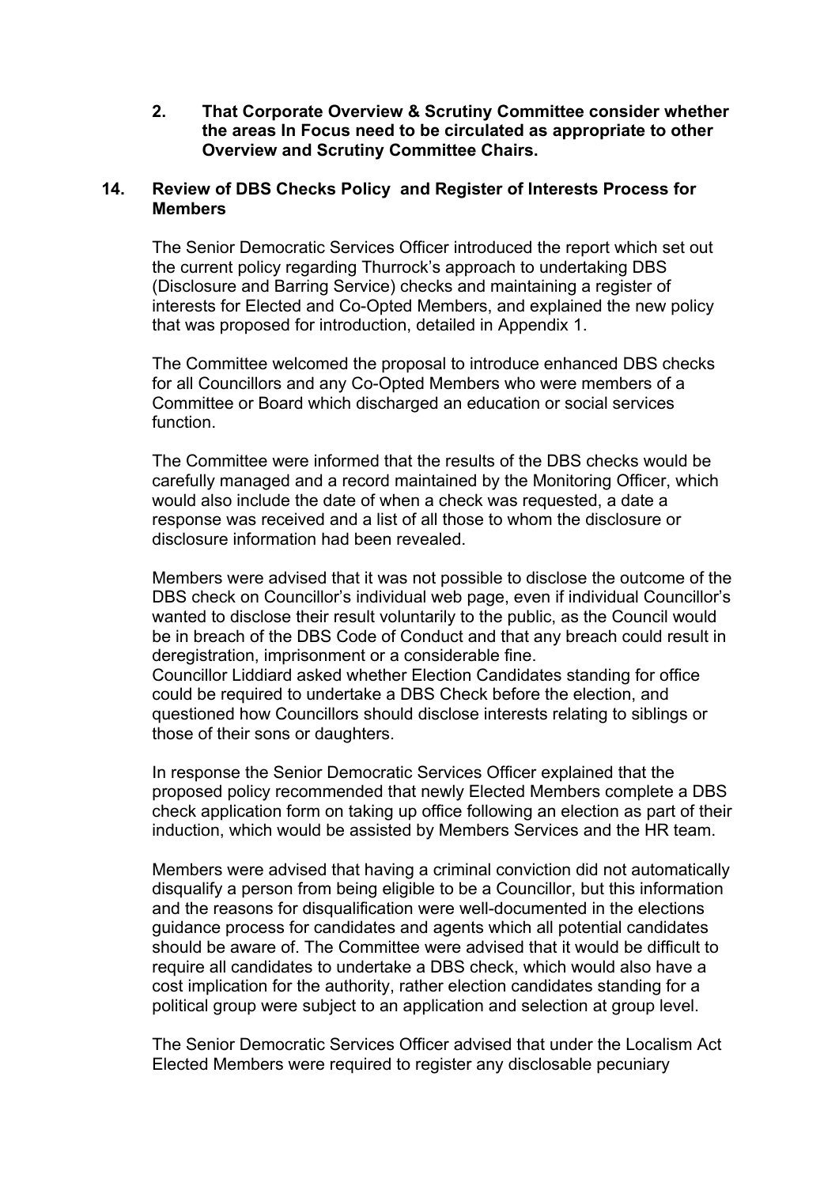**2. That Corporate Overview & Scrutiny Committee consider whether the areas In Focus need to be circulated as appropriate to other Overview and Scrutiny Committee Chairs.**

## 14. Review of DBS Checks Policy and Register of Interests Process for Members

The Senior Democratic Services Officer introduced the report which set out the current policy regarding Thurrock's approach to undertaking DBS (Disclosure and Barring Service) checks and maintaining a register of interests for Elected and Co-Opted Members, and explained the new policy that was proposed for introduction, detailed in Appendix 1.

The Committee welcomed the proposal to introduce enhanced DBS checks for all Councillors and any Co-Opted Members who were members of a Committee or Board which discharged an education or social services function.

The Committee were informed that the results of the DBS checks would be carefully managed and a record maintained by the Monitoring Officer, which would also include the date of when a check was requested, a date a response was received and a list of all those to whom the disclosure or disclosure information had been revealed.

Members were advised that it was not possible to disclose the outcome of the DBS check on Councillor's individual web page, even if individual Councillor's wanted to disclose their result voluntarily to the public, as the Council would be in breach of the DBS Code of Conduct and that any breach could result in deregistration, imprisonment or a considerable fine.
Councillor Liddiard asked whether Election Candidates standing for office could be required to undertake a DBS Check before the election, and questioned how Councillors should disclose interests relating to siblings or those of their sons or daughters.

In response the Senior Democratic Services Officer explained that the proposed policy recommended that newly Elected Members complete a DBS check application form on taking up office following an election as part of their induction, which would be assisted by Members Services and the HR team.

Members were advised that having a criminal conviction did not automatically disqualify a person from being eligible to be a Councillor, but this information and the reasons for disqualification were well-documented in the elections guidance process for candidates and agents which all potential candidates should be aware of. The Committee were advised that it would be difficult to require all candidates to undertake a DBS check, which would also have a cost implication for the authority, rather election candidates standing for a political group were subject to an application and selection at group level.

The Senior Democratic Services Officer advised that under the Localism Act Elected Members were required to register any disclosable pecuniary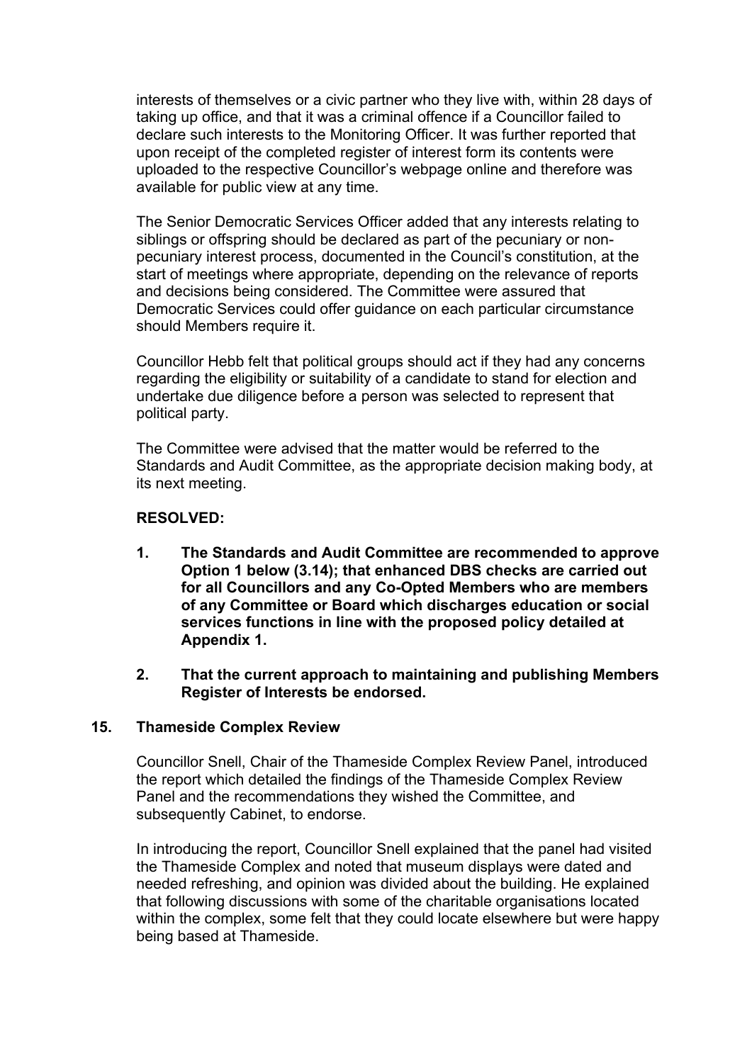interests of themselves or a civic partner who they live with, within 28 days of taking up office, and that it was a criminal offence if a Councillor failed to declare such interests to the Monitoring Officer. It was further reported that upon receipt of the completed register of interest form its contents were uploaded to the respective Councillor's webpage online and therefore was available for public view at any time.

The Senior Democratic Services Officer added that any interests relating to siblings or offspring should be declared as part of the pecuniary or non-pecuniary interest process, documented in the Council's constitution, at the start of meetings where appropriate, depending on the relevance of reports and decisions being considered. The Committee were assured that Democratic Services could offer guidance on each particular circumstance should Members require it.

Councillor Hebb felt that political groups should act if they had any concerns regarding the eligibility or suitability of a candidate to stand for election and undertake due diligence before a person was selected to represent that political party.

The Committee were advised that the matter would be referred to the Standards and Audit Committee, as the appropriate decision making body, at its next meeting.

**RESOLVED:**

1. **The Standards and Audit Committee are recommended to approve Option 1 below (3.14); that enhanced DBS checks are carried out for all Councillors and any Co-Opted Members who are members of any Committee or Board which discharges education or social services functions in line with the proposed policy detailed at Appendix 1.**

2. **That the current approach to maintaining and publishing Members Register of Interests be endorsed.**

## 15. Thameside Complex Review

Councillor Snell, Chair of the Thameside Complex Review Panel, introduced the report which detailed the findings of the Thameside Complex Review Panel and the recommendations they wished the Committee, and subsequently Cabinet, to endorse.

In introducing the report, Councillor Snell explained that the panel had visited the Thameside Complex and noted that museum displays were dated and needed refreshing, and opinion was divided about the building. He explained that following discussions with some of the charitable organisations located within the complex, some felt that they could locate elsewhere but were happy being based at Thameside.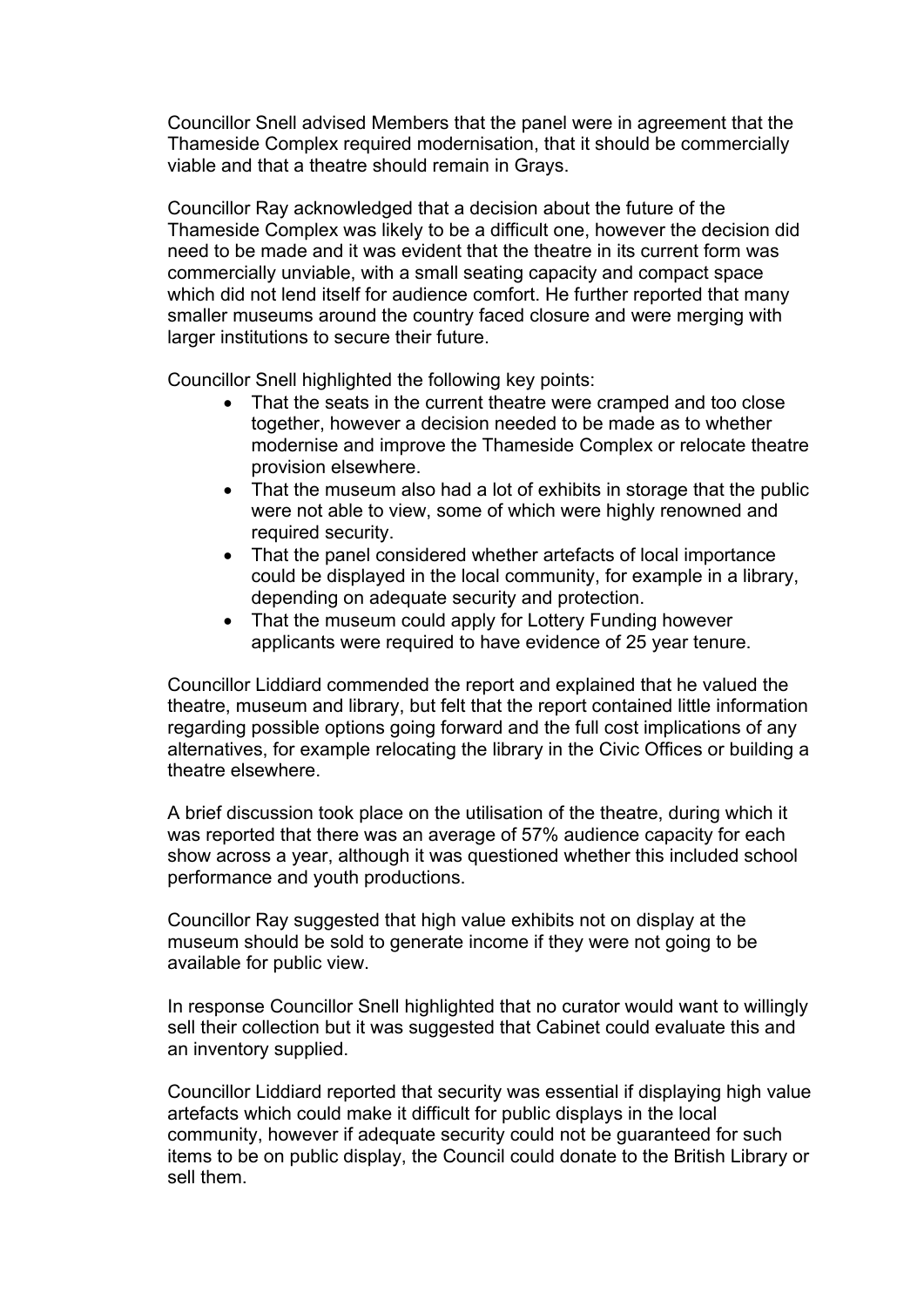Councillor Snell advised Members that the panel were in agreement that the Thameside Complex required modernisation, that it should be commercially viable and that a theatre should remain in Grays.

Councillor Ray acknowledged that a decision about the future of the Thameside Complex was likely to be a difficult one, however the decision did need to be made and it was evident that the theatre in its current form was commercially unviable, with a small seating capacity and compact space which did not lend itself for audience comfort. He further reported that many smaller museums around the country faced closure and were merging with larger institutions to secure their future.

Councillor Snell highlighted the following key points:

- That the seats in the current theatre were cramped and too close together, however a decision needed to be made as to whether modernise and improve the Thameside Complex or relocate theatre provision elsewhere.
- That the museum also had a lot of exhibits in storage that the public were not able to view, some of which were highly renowned and required security.
- That the panel considered whether artefacts of local importance could be displayed in the local community, for example in a library, depending on adequate security and protection.
- That the museum could apply for Lottery Funding however applicants were required to have evidence of 25 year tenure.

Councillor Liddiard commended the report and explained that he valued the theatre, museum and library, but felt that the report contained little information regarding possible options going forward and the full cost implications of any alternatives, for example relocating the library in the Civic Offices or building a theatre elsewhere.

A brief discussion took place on the utilisation of the theatre, during which it was reported that there was an average of 57% audience capacity for each show across a year, although it was questioned whether this included school performance and youth productions.

Councillor Ray suggested that high value exhibits not on display at the museum should be sold to generate income if they were not going to be available for public view.

In response Councillor Snell highlighted that no curator would want to willingly sell their collection but it was suggested that Cabinet could evaluate this and an inventory supplied.

Councillor Liddiard reported that security was essential if displaying high value artefacts which could make it difficult for public displays in the local community, however if adequate security could not be guaranteed for such items to be on public display, the Council could donate to the British Library or sell them.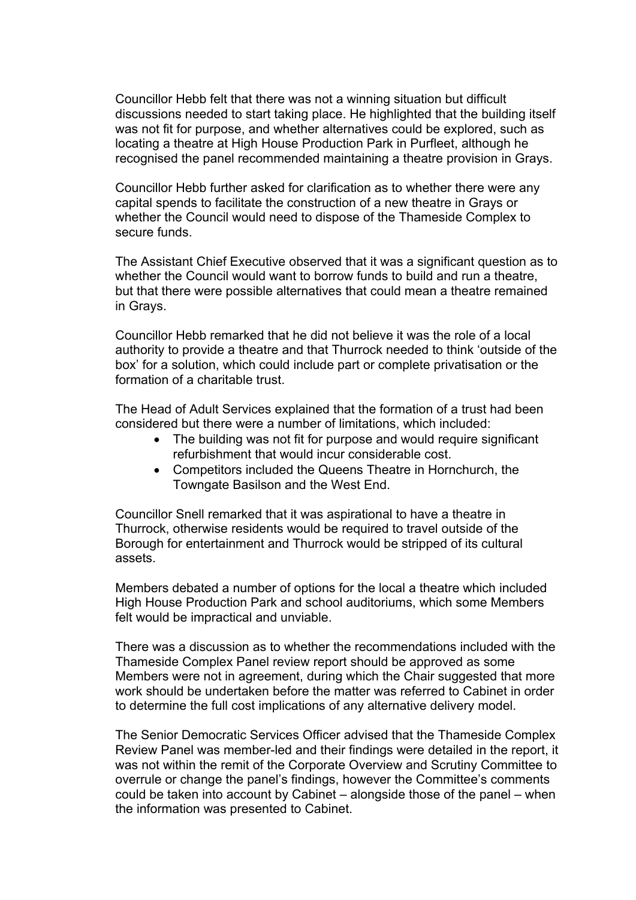Councillor Hebb felt that there was not a winning situation but difficult discussions needed to start taking place. He highlighted that the building itself was not fit for purpose, and whether alternatives could be explored, such as locating a theatre at High House Production Park in Purfleet, although he recognised the panel recommended maintaining a theatre provision in Grays.

Councillor Hebb further asked for clarification as to whether there were any capital spends to facilitate the construction of a new theatre in Grays or whether the Council would need to dispose of the Thameside Complex to secure funds.

The Assistant Chief Executive observed that it was a significant question as to whether the Council would want to borrow funds to build and run a theatre, but that there were possible alternatives that could mean a theatre remained in Grays.

Councillor Hebb remarked that he did not believe it was the role of a local authority to provide a theatre and that Thurrock needed to think 'outside of the box' for a solution, which could include part or complete privatisation or the formation of a charitable trust.

The Head of Adult Services explained that the formation of a trust had been considered but there were a number of limitations, which included:

- The building was not fit for purpose and would require significant refurbishment that would incur considerable cost.
- Competitors included the Queens Theatre in Hornchurch, the Towngate Basilson and the West End.

Councillor Snell remarked that it was aspirational to have a theatre in Thurrock, otherwise residents would be required to travel outside of the Borough for entertainment and Thurrock would be stripped of its cultural assets.

Members debated a number of options for the local a theatre which included High House Production Park and school auditoriums, which some Members felt would be impractical and unviable.

There was a discussion as to whether the recommendations included with the Thameside Complex Panel review report should be approved as some Members were not in agreement, during which the Chair suggested that more work should be undertaken before the matter was referred to Cabinet in order to determine the full cost implications of any alternative delivery model.

The Senior Democratic Services Officer advised that the Thameside Complex Review Panel was member-led and their findings were detailed in the report, it was not within the remit of the Corporate Overview and Scrutiny Committee to overrule or change the panel's findings, however the Committee's comments could be taken into account by Cabinet – alongside those of the panel – when the information was presented to Cabinet.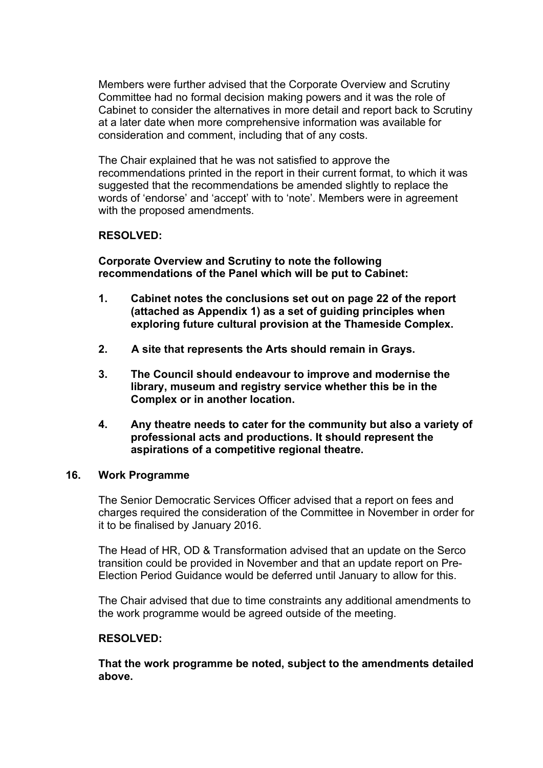Members were further advised that the Corporate Overview and Scrutiny Committee had no formal decision making powers and it was the role of Cabinet to consider the alternatives in more detail and report back to Scrutiny at a later date when more comprehensive information was available for consideration and comment, including that of any costs.

The Chair explained that he was not satisfied to approve the recommendations printed in the report in their current format, to which it was suggested that the recommendations be amended slightly to replace the words of 'endorse' and 'accept' with to 'note'. Members were in agreement with the proposed amendments.

**RESOLVED:**

**Corporate Overview and Scrutiny to note the following recommendations of the Panel which will be put to Cabinet:**

1. **Cabinet notes the conclusions set out on page 22 of the report (attached as Appendix 1) as a set of guiding principles when exploring future cultural provision at the Thameside Complex.**

2. **A site that represents the Arts should remain in Grays.**

3. **The Council should endeavour to improve and modernise the library, museum and registry service whether this be in the Complex or in another location.**

4. **Any theatre needs to cater for the community but also a variety of professional acts and productions. It should represent the aspirations of a competitive regional theatre.**

## 16. Work Programme

The Senior Democratic Services Officer advised that a report on fees and charges required the consideration of the Committee in November in order for it to be finalised by January 2016.

The Head of HR, OD & Transformation advised that an update on the Serco transition could be provided in November and that an update report on Pre-Election Period Guidance would be deferred until January to allow for this.

The Chair advised that due to time constraints any additional amendments to the work programme would be agreed outside of the meeting.

**RESOLVED:**

**That the work programme be noted, subject to the amendments detailed above.**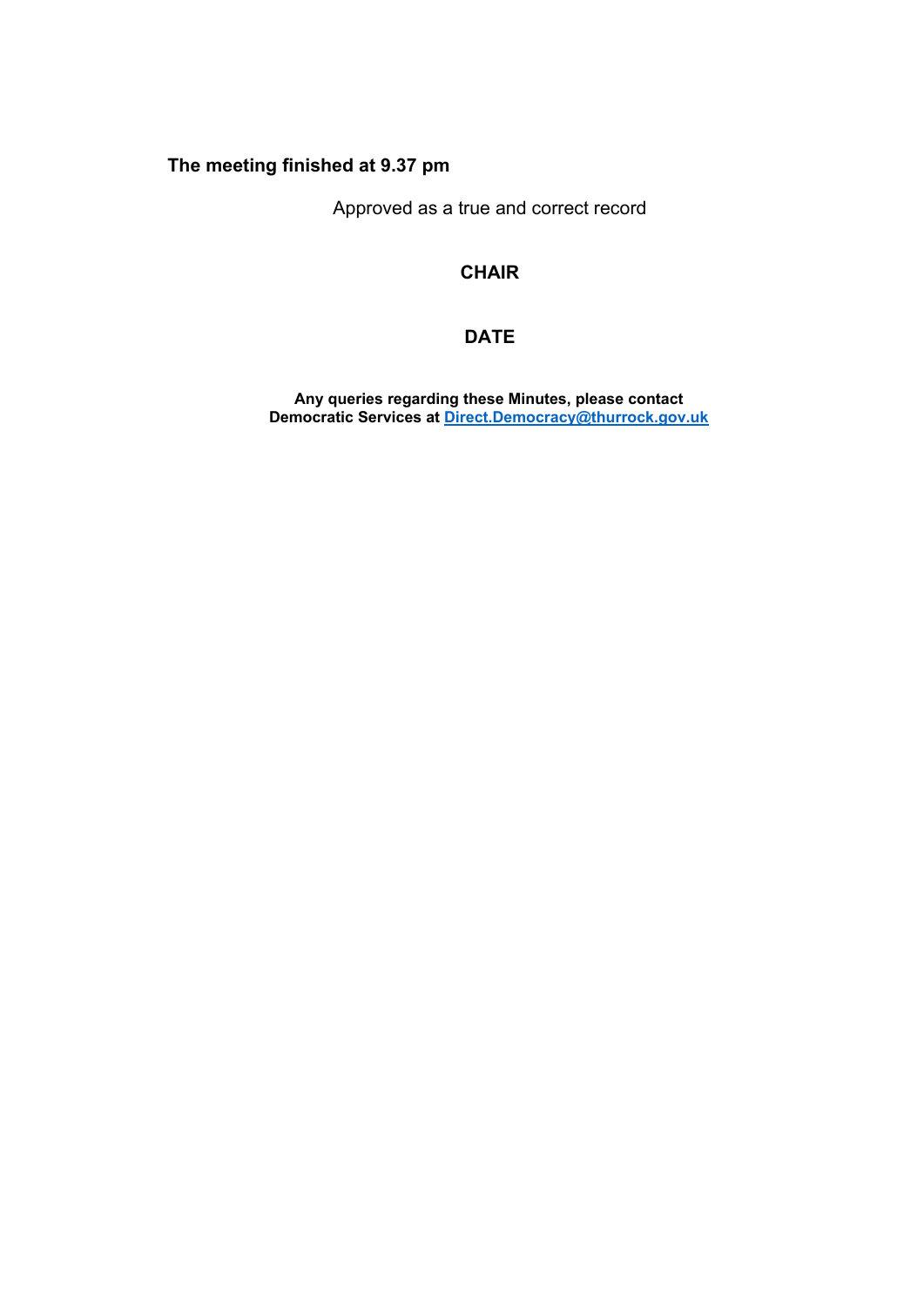**The meeting finished at 9.37 pm**

Approved as a true and correct record

**CHAIR**

**DATE**

**Any queries regarding these Minutes, please contact Democratic Services at [Direct.Democracy@thurrock.gov.uk](mailto:Direct.Democracy@thurrock.gov.uk)**